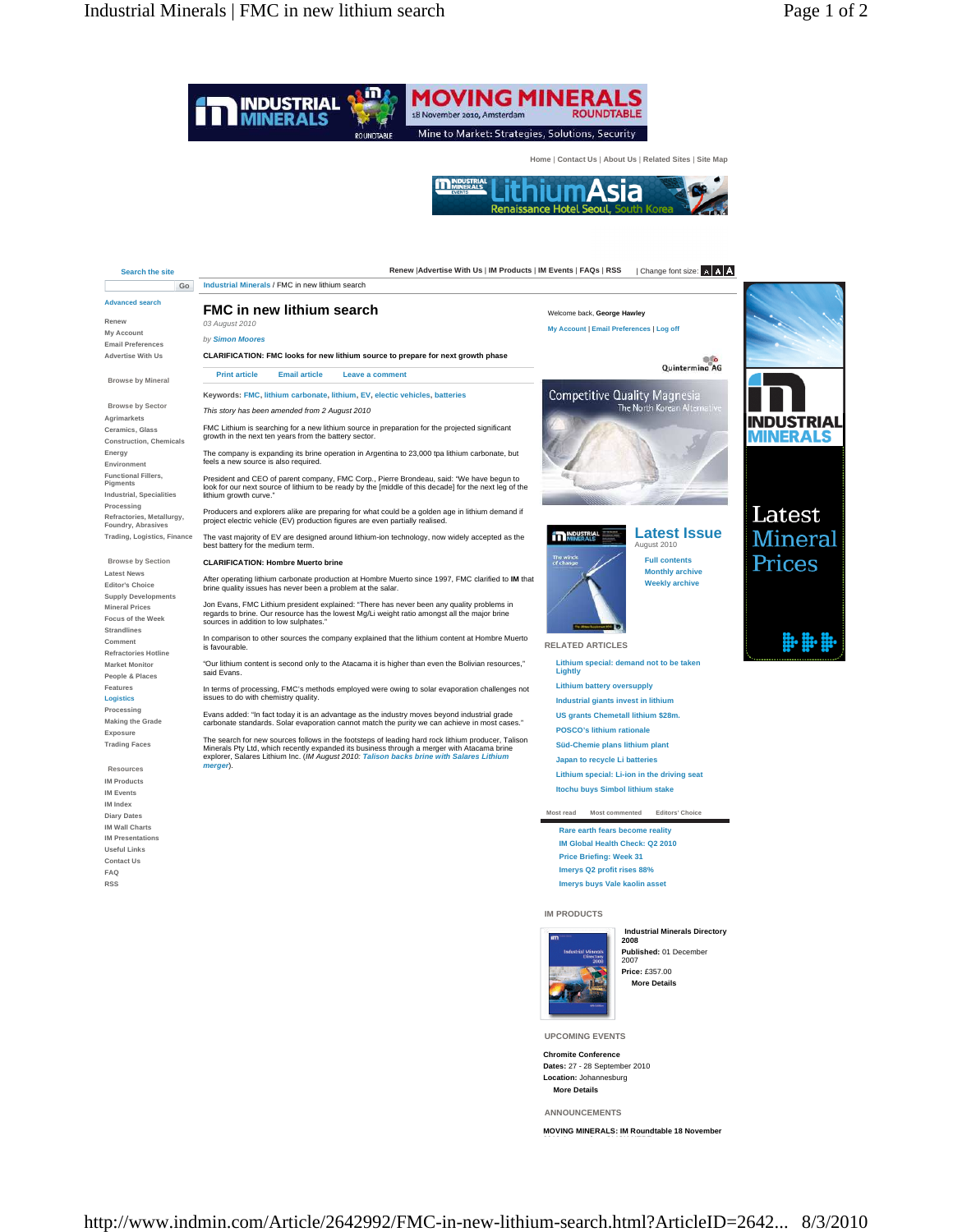Home | Contact Us | About Us | Related Sites | Site Map

Search the site

Advanced search

Renew
My Account
Email Preferences
Advertise With Us

Browse by Mineral

Browse by Sector
Agrimarkets
Ceramics, Glass
Construction, Chemicals
Energy
Environment
Functional Fillers, Pigments
Industrial, Specialities
Processing
Refractories, Metallurgy, Foundry, Abrasives
Trading, Logistics, Finance

Browse by Section
Latest News
Editor's Choice
Supply Developments
Mineral Prices
Focus of the Week
Strandlines
Comment
Refractories Hotline
Market Monitor
People & Places
Features
Logistics
Processing
Making the Grade
Exposure
Trading Faces

Resources
IM Products
IM Events
IM Index
Diary Dates
IM Wall Charts
IM Presentations
Useful Links
Contact Us
FAQ
RSS

Renew | Advertise With Us | IM Products | IM Events | FAQs | RSS | Change font size:

Industrial Minerals / FMC in new lithium search

# FMC in new lithium search

*03 August 2010*

*by Simon Moores*

**CLARIFICATION: FMC looks for new lithium source to prepare for next growth phase**

Print article | Email article | Leave a comment

**Keywords:** FMC, lithium carbonate, lithium, EV, electic vehicles, batteries

*This story has been amended from 2 August 2010*

FMC Lithium is searching for a new lithium source in preparation for the projected significant growth in the next ten years from the battery sector.

The company is expanding its brine operation in Argentina to 23,000 tpa lithium carbonate, but feels a new source is also required.

President and CEO of parent company, FMC Corp., Pierre Brondeau, said: "We have begun to look for our next source of lithium to be ready by the [middle of this decade] for the next leg of the lithium growth curve."

Producers and explorers alike are preparing for what could be a golden age in lithium demand if project electric vehicle (EV) production figures are even partially realised.

The vast majority of EV are designed around lithium-ion technology, now widely accepted as the best battery for the medium term.

**CLARIFICATION: Hombre Muerto brine**

After operating lithium carbonate production at Hombre Muerto since 1997, FMC clarified to **IM** that brine quality issues has never been a problem at the salar.

Jon Evans, FMC Lithium president explained: "There has never been any quality problems in regards to the brine. Our resource has the lowest Mg/Li weight ratio amongst all the major brine sources in addition to low sulphates."

In comparison to other sources the company explained that the lithium content at Hombre Muerto is favourable.

"Our lithium content is second only to the Atacama it is higher than even the Bolivian resources," said Evans.

In terms of processing, FMC's methods employed were owing to solar evaporation challenges not issues to do with chemistry quality.

Evans added: "In fact today it is an advantage as the industry moves beyond industrial grade carbonate standards. Solar evaporation cannot match the purity we can achieve in most cases."

The search for new sources follows in the footsteps of leading hard rock lithium producer, Talison Minerals Pty Ltd, which recently expanded its business through a merger with Atacama brine explorer, Salares Lithium Inc. (*IM August 2010: Talison backs brine with Salares Lithium merger*).

Welcome back, **George Hawley**

My Account | Email Preferences | Log off

## Latest Issue

August 2010

Full contents
Monthly archive
Weekly archive

RELATED ARTICLES

- Lithium special: demand not to be taken Lightly
- Lithium battery oversupply
- Industrial giants invest in lithium
- US grants Chemetall lithium $28m.
- POSCO's lithium rationale
- Süd-Chemie plans lithium plant
- Japan to recycle Li batteries
- Lithium special: Li-ion in the driving seat
- Itochu buys Simbol lithium stake

Most read | Most commented | Editors' Choice

- Rare earth fears become reality
- IM Global Health Check: Q2 2010
- Price Briefing: Week 31
- Imerys Q2 profit rises 88%
- Imerys buys Vale kaolin asset

IM PRODUCTS

**Industrial Minerals Directory 2008**
**Published:** 01 December 2007
**Price:** £357.00
**More Details**

UPCOMING EVENTS

**Chromite Conference**
**Dates:** 27 - 28 September 2010
**Location:** Johannesburg
**More Details**

ANNOUNCEMENTS

**MOVING MINERALS: IM Roundtable 18 November**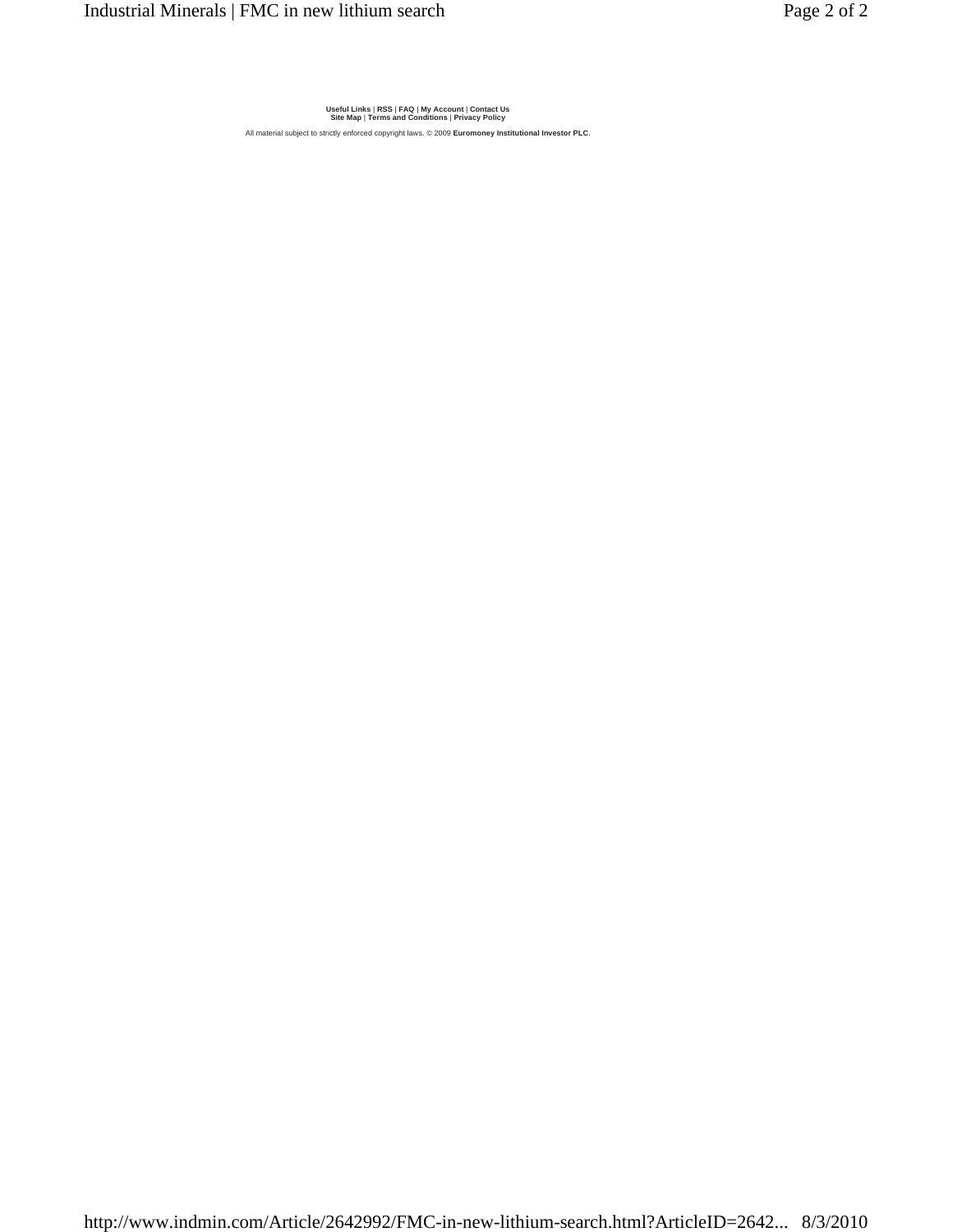**Useful Links** | **RSS** | **FAQ** | **My Account** | **Contact Us**
**Site Map** | **Terms and Conditions** | **Privacy Policy**

All material subject to strictly enforced copyright laws. © 2009 **Euromoney Institutional Investor PLC**.